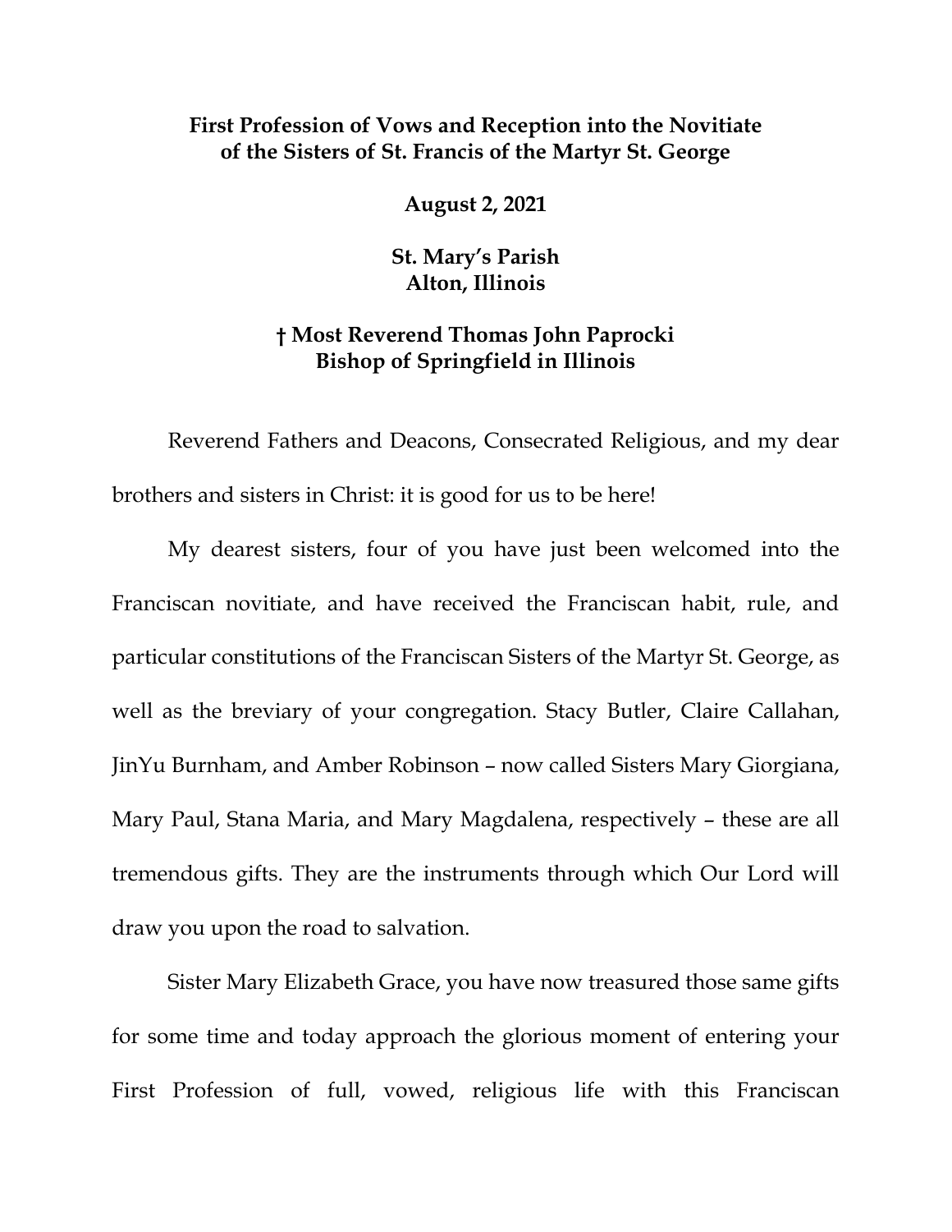**First Profession of Vows and Reception into the Novitiate of the Sisters of St. Francis of the Martyr St. George**

**August 2, 2021**

**St. Mary's Parish**
**Alton, Illinois**

**† Most Reverend Thomas John Paprocki**
**Bishop of Springfield in Illinois**

Reverend Fathers and Deacons, Consecrated Religious, and my dear brothers and sisters in Christ: it is good for us to be here!

My dearest sisters, four of you have just been welcomed into the Franciscan novitiate, and have received the Franciscan habit, rule, and particular constitutions of the Franciscan Sisters of the Martyr St. George, as well as the breviary of your congregation. Stacy Butler, Claire Callahan, JinYu Burnham, and Amber Robinson – now called Sisters Mary Giorgiana, Mary Paul, Stana Maria, and Mary Magdalena, respectively – these are all tremendous gifts. They are the instruments through which Our Lord will draw you upon the road to salvation.

Sister Mary Elizabeth Grace, you have now treasured those same gifts for some time and today approach the glorious moment of entering your First Profession of full, vowed, religious life with this Franciscan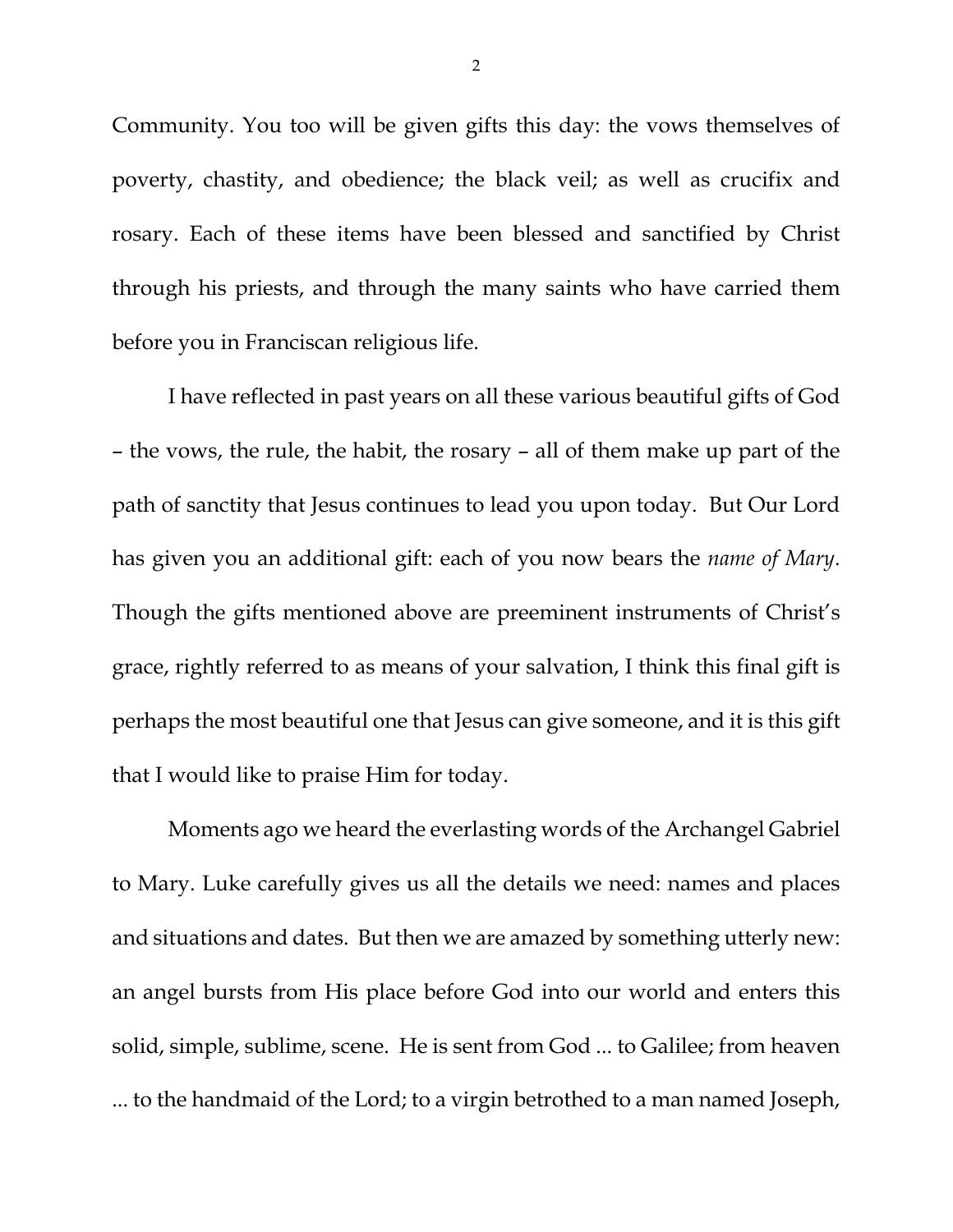Community. You too will be given gifts this day: the vows themselves of poverty, chastity, and obedience; the black veil; as well as crucifix and rosary. Each of these items have been blessed and sanctified by Christ through his priests, and through the many saints who have carried them before you in Franciscan religious life.

I have reflected in past years on all these various beautiful gifts of God – the vows, the rule, the habit, the rosary – all of them make up part of the path of sanctity that Jesus continues to lead you upon today. But Our Lord has given you an additional gift: each of you now bears the *name of Mary*. Though the gifts mentioned above are preeminent instruments of Christ's grace, rightly referred to as means of your salvation, I think this final gift is perhaps the most beautiful one that Jesus can give someone, and it is this gift that I would like to praise Him for today.

Moments ago we heard the everlasting words of the Archangel Gabriel to Mary. Luke carefully gives us all the details we need: names and places and situations and dates. But then we are amazed by something utterly new: an angel bursts from His place before God into our world and enters this solid, simple, sublime, scene. He is sent from God ... to Galilee; from heaven ... to the handmaid of the Lord; to a virgin betrothed to a man named Joseph,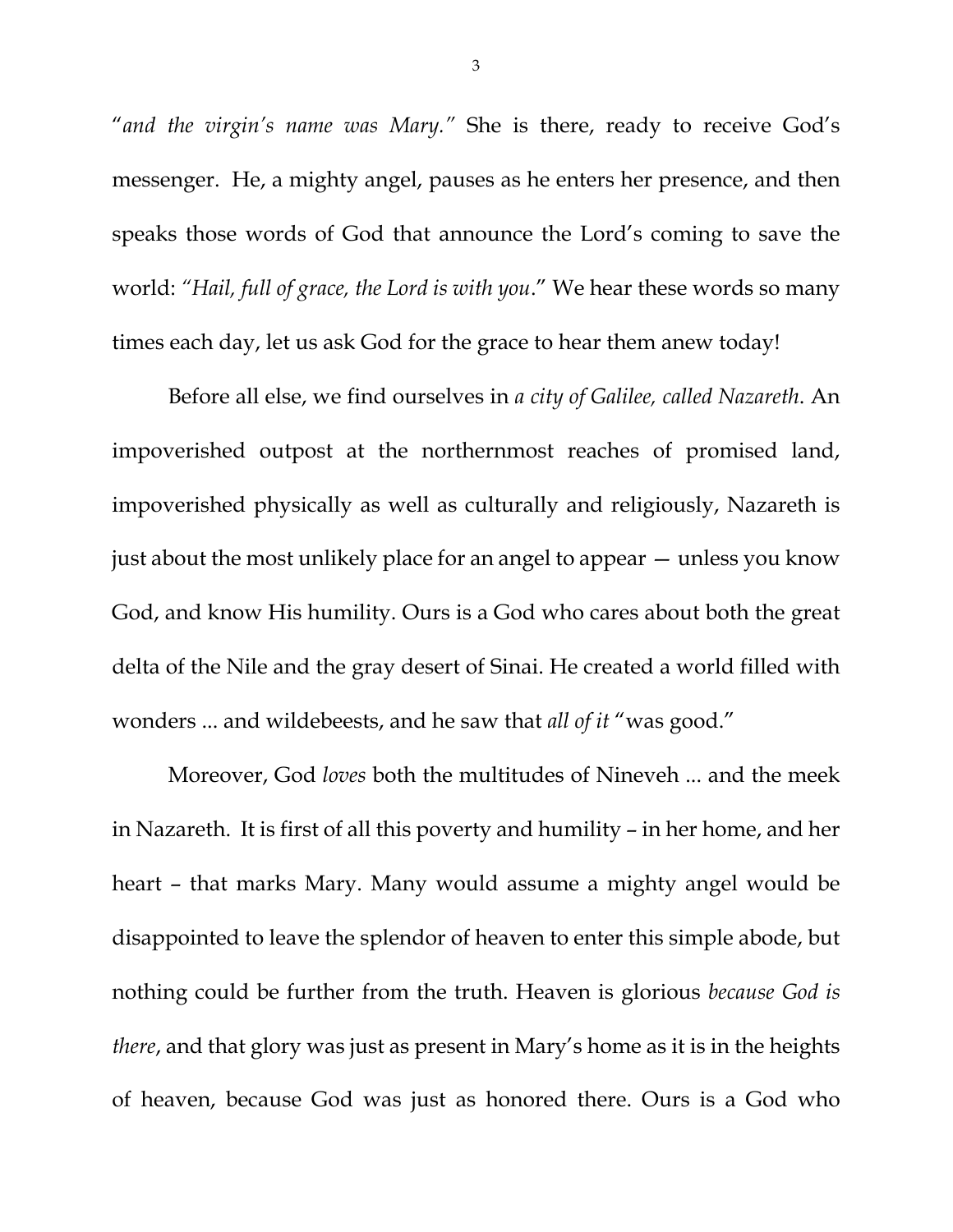"*and the virgin's name was Mary."* She is there, ready to receive God's messenger. He, a mighty angel, pauses as he enters her presence, and then speaks those words of God that announce the Lord's coming to save the world: *"Hail, full of grace, the Lord is with you*." We hear these words so many times each day, let us ask God for the grace to hear them anew today!

Before all else, we find ourselves in *a city of Galilee, called Nazareth*. An impoverished outpost at the northernmost reaches of promised land, impoverished physically as well as culturally and religiously, Nazareth is just about the most unlikely place for an angel to appear — unless you know God, and know His humility. Ours is a God who cares about both the great delta of the Nile and the gray desert of Sinai. He created a world filled with wonders ... and wildebeests, and he saw that *all of it* "was good."

Moreover, God *loves* both the multitudes of Nineveh ... and the meek in Nazareth. It is first of all this poverty and humility – in her home, and her heart – that marks Mary. Many would assume a mighty angel would be disappointed to leave the splendor of heaven to enter this simple abode, but nothing could be further from the truth. Heaven is glorious *because God is there*, and that glory was just as present in Mary's home as it is in the heights of heaven, because God was just as honored there. Ours is a God who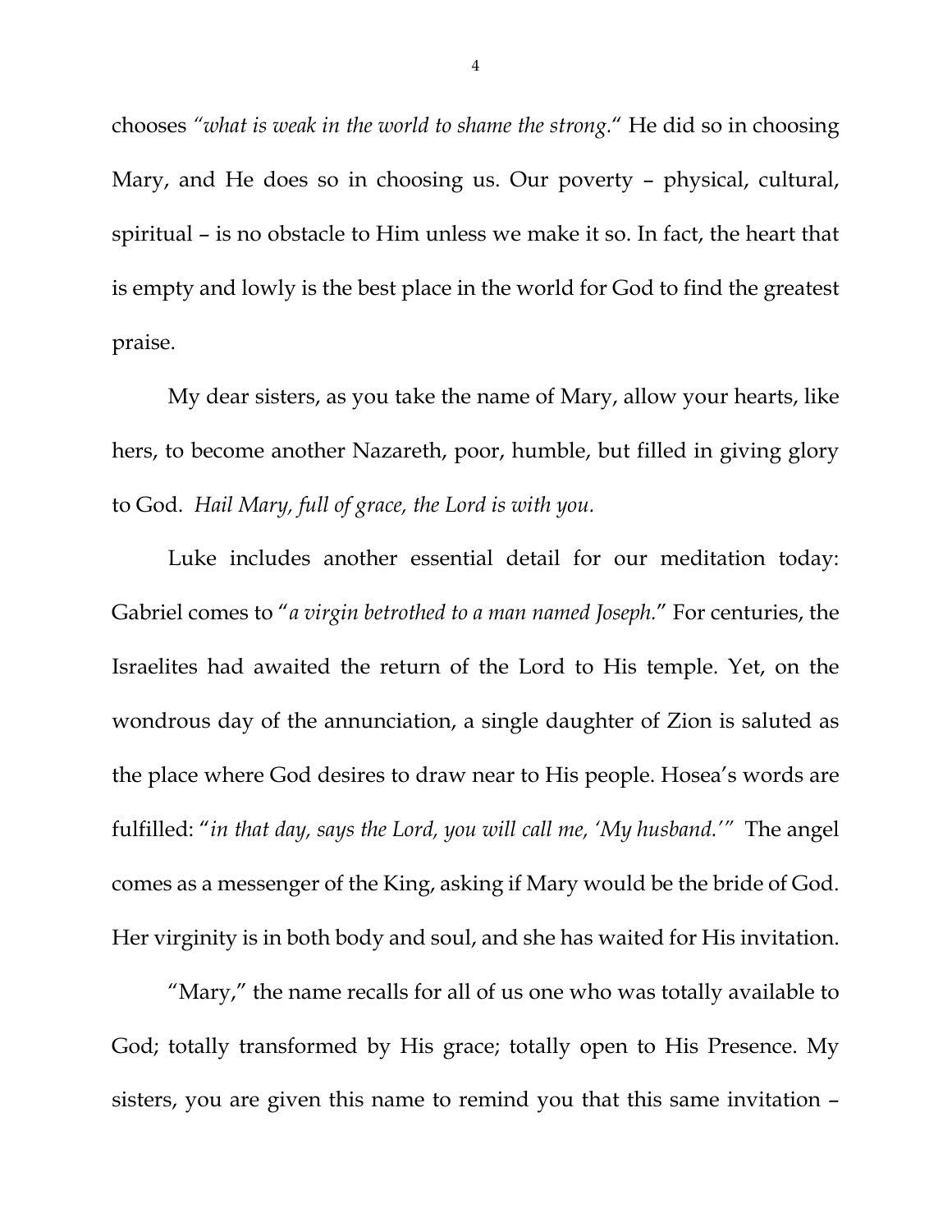chooses *"what is weak in the world to shame the strong*." He did so in choosing Mary, and He does so in choosing us. Our poverty – physical, cultural, spiritual – is no obstacle to Him unless we make it so. In fact, the heart that is empty and lowly is the best place in the world for God to find the greatest praise.

My dear sisters, as you take the name of Mary, allow your hearts, like hers, to become another Nazareth, poor, humble, but filled in giving glory to God. *Hail Mary, full of grace, the Lord is with you.*

Luke includes another essential detail for our meditation today: Gabriel comes to "*a virgin betrothed to a man named Joseph.*" For centuries, the Israelites had awaited the return of the Lord to His temple. Yet, on the wondrous day of the annunciation, a single daughter of Zion is saluted as the place where God desires to draw near to His people. Hosea's words are fulfilled: "*in that day, says the Lord, you will call me, 'My husband.'*" The angel comes as a messenger of the King, asking if Mary would be the bride of God. Her virginity is in both body and soul, and she has waited for His invitation.

"Mary," the name recalls for all of us one who was totally available to God; totally transformed by His grace; totally open to His Presence. My sisters, you are given this name to remind you that this same invitation –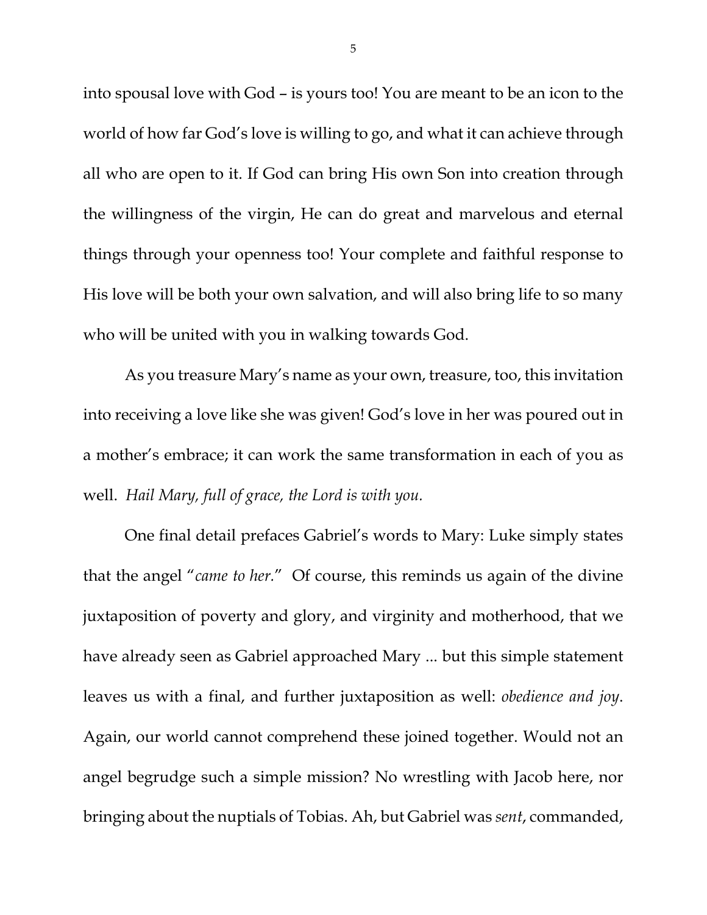into spousal love with God – is yours too! You are meant to be an icon to the world of how far God's love is willing to go, and what it can achieve through all who are open to it. If God can bring His own Son into creation through the willingness of the virgin, He can do great and marvelous and eternal things through your openness too! Your complete and faithful response to His love will be both your own salvation, and will also bring life to so many who will be united with you in walking towards God.

As you treasure Mary's name as your own, treasure, too, this invitation into receiving a love like she was given! God's love in her was poured out in a mother's embrace; it can work the same transformation in each of you as well. *Hail Mary, full of grace, the Lord is with you.*

One final detail prefaces Gabriel's words to Mary: Luke simply states that the angel "*came to her.*" Of course, this reminds us again of the divine juxtaposition of poverty and glory, and virginity and motherhood, that we have already seen as Gabriel approached Mary ... but this simple statement leaves us with a final, and further juxtaposition as well: *obedience and joy*. Again, our world cannot comprehend these joined together. Would not an angel begrudge such a simple mission? No wrestling with Jacob here, nor bringing about the nuptials of Tobias. Ah, but Gabriel was *sent*, commanded,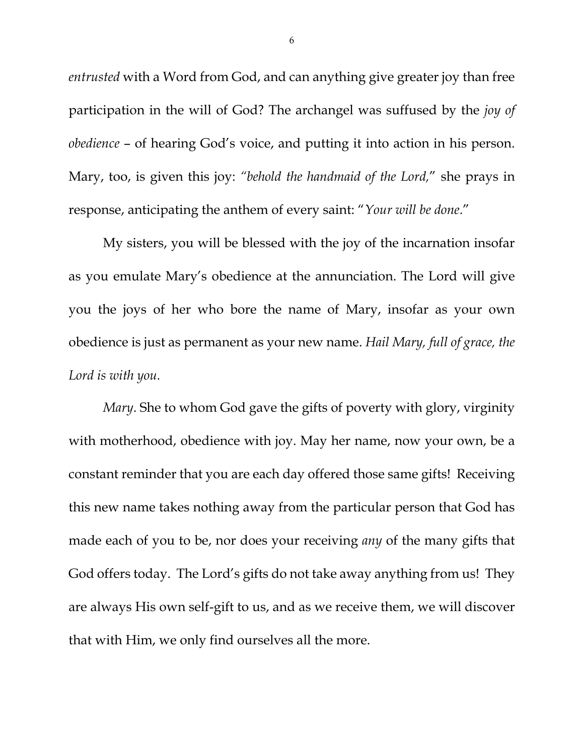*entrusted* with a Word from God, and can anything give greater joy than free participation in the will of God? The archangel was suffused by the *joy of obedience* – of hearing God's voice, and putting it into action in his person. Mary, too, is given this joy: *"behold the handmaid of the Lord,"* she prays in response, anticipating the anthem of every saint: "*Your will be done*."

My sisters, you will be blessed with the joy of the incarnation insofar as you emulate Mary's obedience at the annunciation. The Lord will give you the joys of her who bore the name of Mary, insofar as your own obedience is just as permanent as your new name. *Hail Mary, full of grace, the Lord is with you.*

*Mary*. She to whom God gave the gifts of poverty with glory, virginity with motherhood, obedience with joy. May her name, now your own, be a constant reminder that you are each day offered those same gifts! Receiving this new name takes nothing away from the particular person that God has made each of you to be, nor does your receiving *any* of the many gifts that God offers today. The Lord's gifts do not take away anything from us! They are always His own self-gift to us, and as we receive them, we will discover that with Him, we only find ourselves all the more.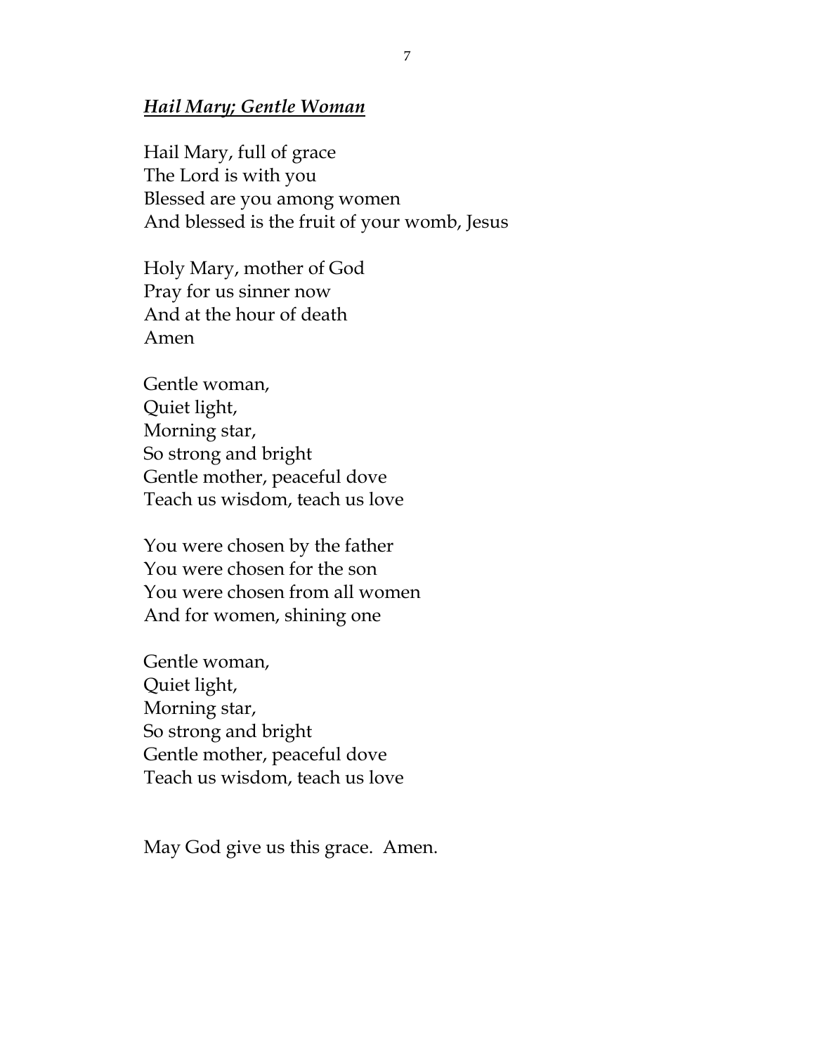***Hail Mary; Gentle Woman***

Hail Mary, full of grace
The Lord is with you
Blessed are you among women
And blessed is the fruit of your womb, Jesus

Holy Mary, mother of God
Pray for us sinner now
And at the hour of death
Amen

Gentle woman,
Quiet light,
Morning star,
So strong and bright
Gentle mother, peaceful dove
Teach us wisdom, teach us love

You were chosen by the father
You were chosen for the son
You were chosen from all women
And for women, shining one

Gentle woman,
Quiet light,
Morning star,
So strong and bright
Gentle mother, peaceful dove
Teach us wisdom, teach us love

May God give us this grace. Amen.